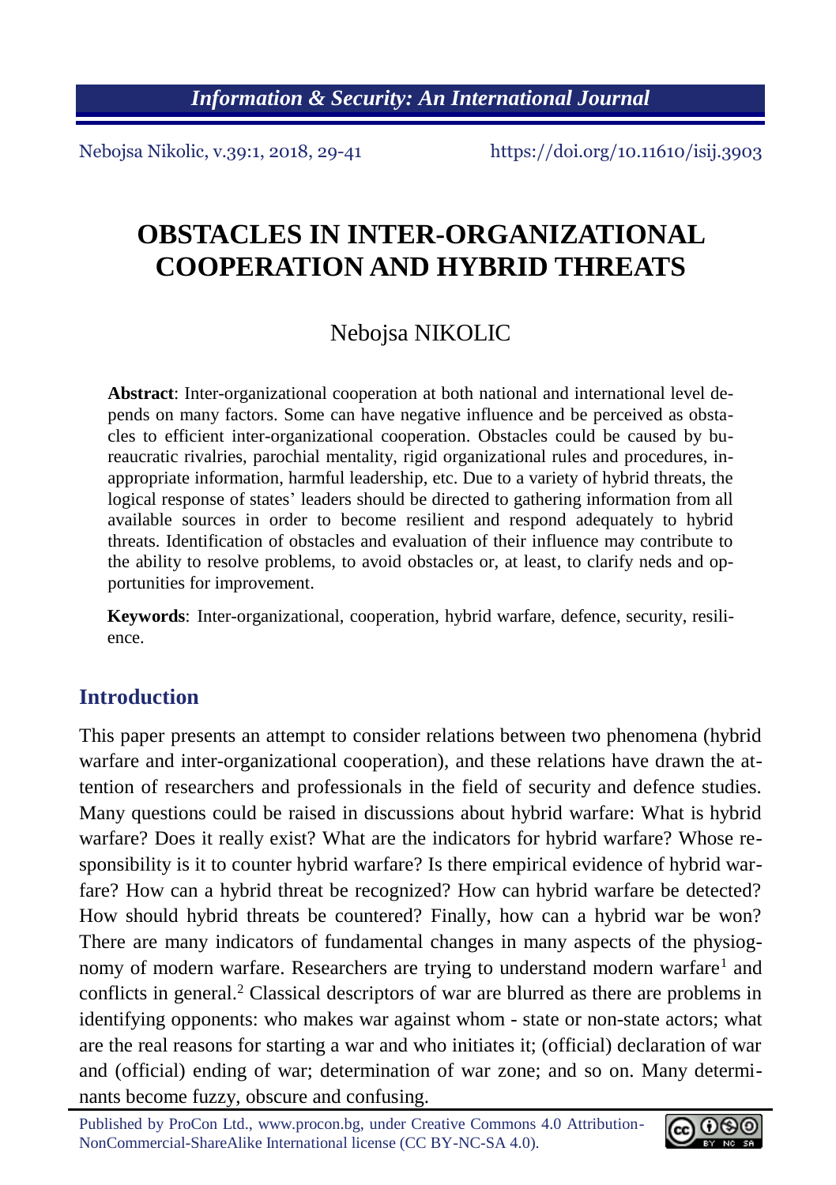# OBSTACLES IN INTER-ORGANIZATIONAL COOPERATION AND HYBRID THREATS

Nebojsa NIKOLIC

**Abstract**: Inter-organizational cooperation at both national and international level depends on many factors. Some can have negative influence and be perceived as obstacles to efficient inter-organizational cooperation. Obstacles could be caused by bureaucratic rivalries, parochial mentality, rigid organizational rules and procedures, inappropriate information, harmful leadership, etc. Due to a variety of hybrid threats, the logical response of states' leaders should be directed to gathering information from all available sources in order to become resilient and respond adequately to hybrid threats. Identification of obstacles and evaluation of their influence may contribute to the ability to resolve problems, to avoid obstacles or, at least, to clarify neds and opportunities for improvement.

**Keywords**: Inter-organizational, cooperation, hybrid warfare, defence, security, resilience.

## Introduction

This paper presents an attempt to consider relations between two phenomena (hybrid warfare and inter-organizational cooperation), and these relations have drawn the attention of researchers and professionals in the field of security and defence studies. Many questions could be raised in discussions about hybrid warfare: What is hybrid warfare? Does it really exist? What are the indicators for hybrid warfare? Whose responsibility is it to counter hybrid warfare? Is there empirical evidence of hybrid warfare? How can a hybrid threat be recognized? How can hybrid warfare be detected? How should hybrid threats be countered? Finally, how can a hybrid war be won? There are many indicators of fundamental changes in many aspects of the physiognomy of modern warfare. Researchers are trying to understand modern warfare[1] and conflicts in general.[2] Classical descriptors of war are blurred as there are problems in identifying opponents: who makes war against whom - state or non-state actors; what are the real reasons for starting a war and who initiates it; (official) declaration of war and (official) ending of war; determination of war zone; and so on. Many determinants become fuzzy, obscure and confusing.

Published by ProCon Ltd., www.procon.bg, under Creative Commons 4.0 Attribution-NonCommercial-ShareAlike International license (CC BY-NC-SA 4.0).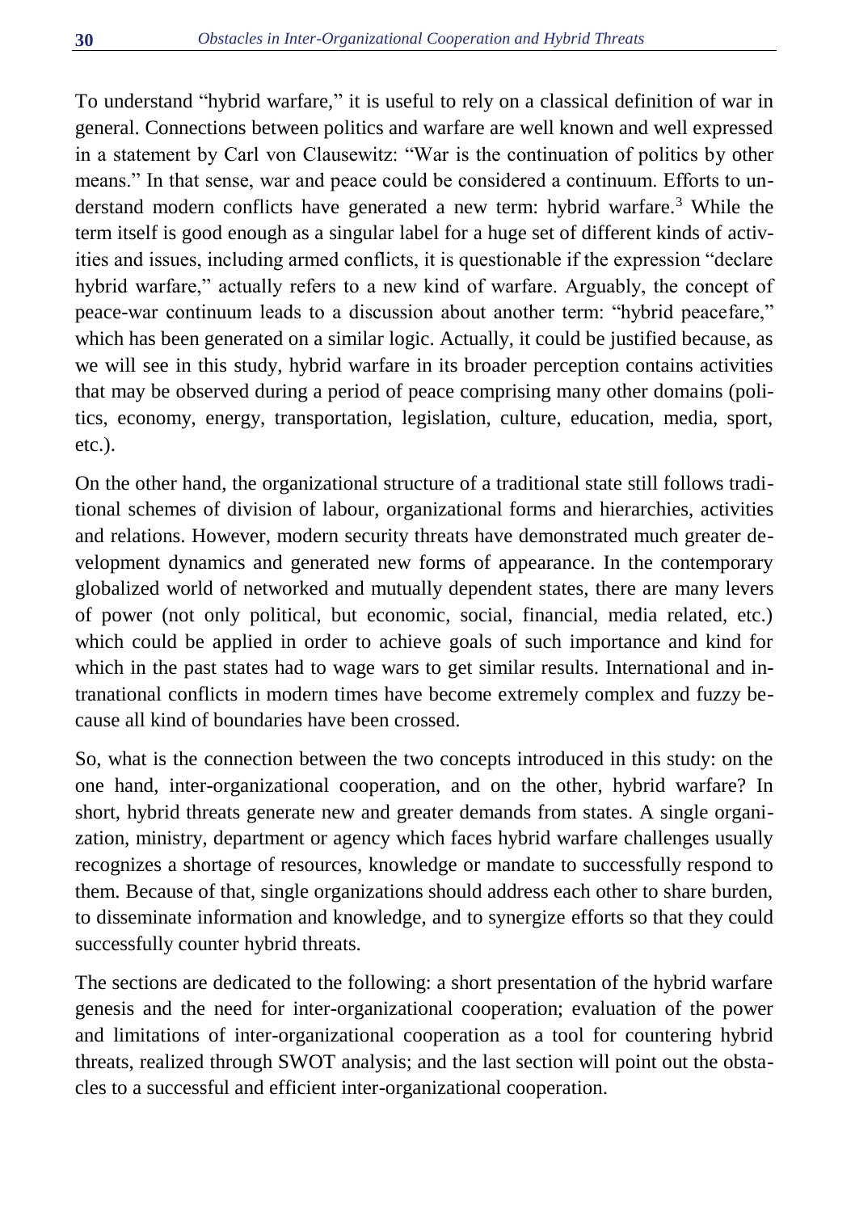To understand "hybrid warfare," it is useful to rely on a classical definition of war in general. Connections between politics and warfare are well known and well expressed in a statement by Carl von Clausewitz: "War is the continuation of politics by other means." In that sense, war and peace could be considered a continuum. Efforts to understand modern conflicts have generated a new term: hybrid warfare.[3] While the term itself is good enough as a singular label for a huge set of different kinds of activities and issues, including armed conflicts, it is questionable if the expression "declare hybrid warfare," actually refers to a new kind of warfare. Arguably, the concept of peace-war continuum leads to a discussion about another term: "hybrid peacefare," which has been generated on a similar logic. Actually, it could be justified because, as we will see in this study, hybrid warfare in its broader perception contains activities that may be observed during a period of peace comprising many other domains (politics, economy, energy, transportation, legislation, culture, education, media, sport, etc.).

On the other hand, the organizational structure of a traditional state still follows traditional schemes of division of labour, organizational forms and hierarchies, activities and relations. However, modern security threats have demonstrated much greater development dynamics and generated new forms of appearance. In the contemporary globalized world of networked and mutually dependent states, there are many levers of power (not only political, but economic, social, financial, media related, etc.) which could be applied in order to achieve goals of such importance and kind for which in the past states had to wage wars to get similar results. International and intranational conflicts in modern times have become extremely complex and fuzzy because all kind of boundaries have been crossed.

So, what is the connection between the two concepts introduced in this study: on the one hand, inter-organizational cooperation, and on the other, hybrid warfare? In short, hybrid threats generate new and greater demands from states. A single organization, ministry, department or agency which faces hybrid warfare challenges usually recognizes a shortage of resources, knowledge or mandate to successfully respond to them. Because of that, single organizations should address each other to share burden, to disseminate information and knowledge, and to synergize efforts so that they could successfully counter hybrid threats.

The sections are dedicated to the following: a short presentation of the hybrid warfare genesis and the need for inter-organizational cooperation; evaluation of the power and limitations of inter-organizational cooperation as a tool for countering hybrid threats, realized through SWOT analysis; and the last section will point out the obstacles to a successful and efficient inter-organizational cooperation.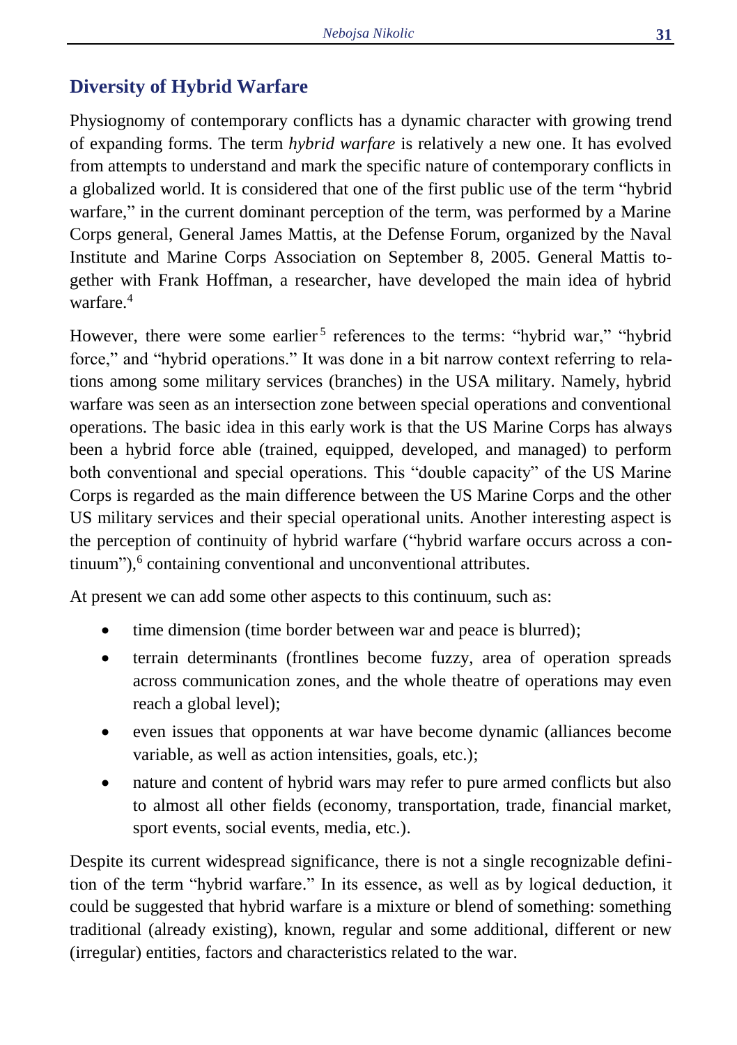## Diversity of Hybrid Warfare

Physiognomy of contemporary conflicts has a dynamic character with growing trend of expanding forms. The term *hybrid warfare* is relatively a new one. It has evolved from attempts to understand and mark the specific nature of contemporary conflicts in a globalized world. It is considered that one of the first public use of the term "hybrid warfare," in the current dominant perception of the term, was performed by a Marine Corps general, General James Mattis, at the Defense Forum, organized by the Naval Institute and Marine Corps Association on September 8, 2005. General Mattis together with Frank Hoffman, a researcher, have developed the main idea of hybrid warfare.[4]

However, there were some earlier[5] references to the terms: "hybrid war," "hybrid force," and "hybrid operations." It was done in a bit narrow context referring to relations among some military services (branches) in the USA military. Namely, hybrid warfare was seen as an intersection zone between special operations and conventional operations. The basic idea in this early work is that the US Marine Corps has always been a hybrid force able (trained, equipped, developed, and managed) to perform both conventional and special operations. This "double capacity" of the US Marine Corps is regarded as the main difference between the US Marine Corps and the other US military services and their special operational units. Another interesting aspect is the perception of continuity of hybrid warfare ("hybrid warfare occurs across a continuum"),[6] containing conventional and unconventional attributes.

At present we can add some other aspects to this continuum, such as:

- time dimension (time border between war and peace is blurred);
- terrain determinants (frontlines become fuzzy, area of operation spreads across communication zones, and the whole theatre of operations may even reach a global level);
- even issues that opponents at war have become dynamic (alliances become variable, as well as action intensities, goals, etc.);
- nature and content of hybrid wars may refer to pure armed conflicts but also to almost all other fields (economy, transportation, trade, financial market, sport events, social events, media, etc.).

Despite its current widespread significance, there is not a single recognizable definition of the term "hybrid warfare." In its essence, as well as by logical deduction, it could be suggested that hybrid warfare is a mixture or blend of something: something traditional (already existing), known, regular and some additional, different or new (irregular) entities, factors and characteristics related to the war.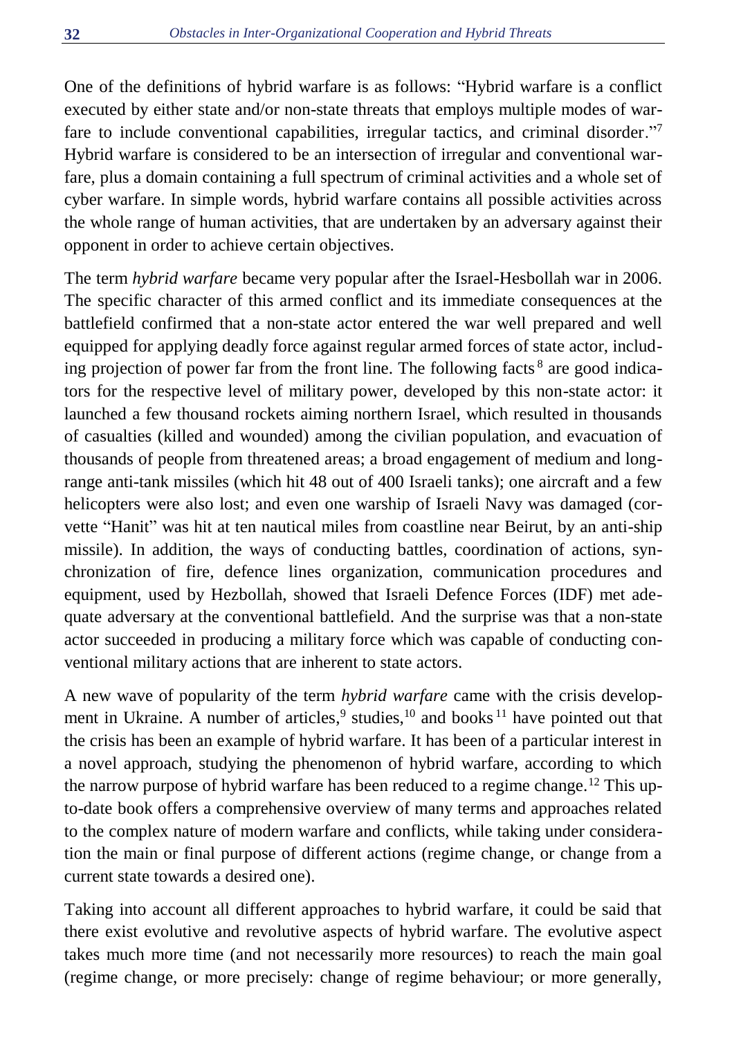One of the definitions of hybrid warfare is as follows: "Hybrid warfare is a conflict executed by either state and/or non-state threats that employs multiple modes of warfare to include conventional capabilities, irregular tactics, and criminal disorder."[7] Hybrid warfare is considered to be an intersection of irregular and conventional warfare, plus a domain containing a full spectrum of criminal activities and a whole set of cyber warfare. In simple words, hybrid warfare contains all possible activities across the whole range of human activities, that are undertaken by an adversary against their opponent in order to achieve certain objectives.

The term *hybrid warfare* became very popular after the Israel-Hesbollah war in 2006. The specific character of this armed conflict and its immediate consequences at the battlefield confirmed that a non-state actor entered the war well prepared and well equipped for applying deadly force against regular armed forces of state actor, including projection of power far from the front line. The following facts[8] are good indicators for the respective level of military power, developed by this non-state actor: it launched a few thousand rockets aiming northern Israel, which resulted in thousands of casualties (killed and wounded) among the civilian population, and evacuation of thousands of people from threatened areas; a broad engagement of medium and long-range anti-tank missiles (which hit 48 out of 400 Israeli tanks); one aircraft and a few helicopters were also lost; and even one warship of Israeli Navy was damaged (corvette "Hanit" was hit at ten nautical miles from coastline near Beirut, by an anti-ship missile). In addition, the ways of conducting battles, coordination of actions, synchronization of fire, defence lines organization, communication procedures and equipment, used by Hezbollah, showed that Israeli Defence Forces (IDF) met adequate adversary at the conventional battlefield. And the surprise was that a non-state actor succeeded in producing a military force which was capable of conducting conventional military actions that are inherent to state actors.

A new wave of popularity of the term *hybrid warfare* came with the crisis development in Ukraine. A number of articles,[9] studies,[10] and books[11] have pointed out that the crisis has been an example of hybrid warfare. It has been of a particular interest in a novel approach, studying the phenomenon of hybrid warfare, according to which the narrow purpose of hybrid warfare has been reduced to a regime change.[12] This up-to-date book offers a comprehensive overview of many terms and approaches related to the complex nature of modern warfare and conflicts, while taking under consideration the main or final purpose of different actions (regime change, or change from a current state towards a desired one).

Taking into account all different approaches to hybrid warfare, it could be said that there exist evolutive and revolutive aspects of hybrid warfare. The evolutive aspect takes much more time (and not necessarily more resources) to reach the main goal (regime change, or more precisely: change of regime behaviour; or more generally,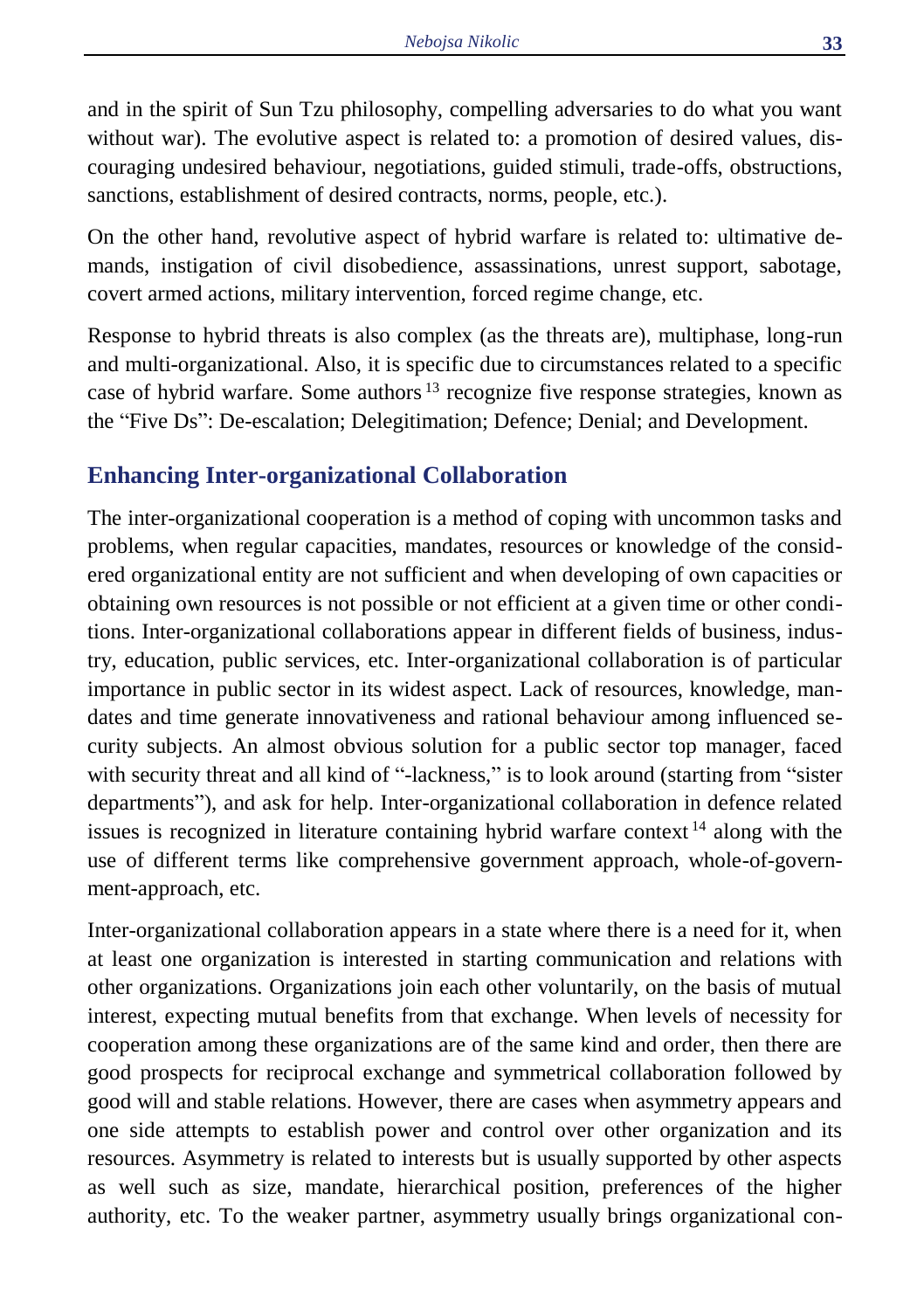and in the spirit of Sun Tzu philosophy, compelling adversaries to do what you want without war). The evolutive aspect is related to: a promotion of desired values, discouraging undesired behaviour, negotiations, guided stimuli, trade-offs, obstructions, sanctions, establishment of desired contracts, norms, people, etc.).

On the other hand, revolutive aspect of hybrid warfare is related to: ultimative demands, instigation of civil disobedience, assassinations, unrest support, sabotage, covert armed actions, military intervention, forced regime change, etc.

Response to hybrid threats is also complex (as the threats are), multiphase, long-run and multi-organizational. Also, it is specific due to circumstances related to a specific case of hybrid warfare. Some authors [13] recognize five response strategies, known as the "Five Ds": De-escalation; Delegitimation; Defence; Denial; and Development.

## Enhancing Inter-organizational Collaboration

The inter-organizational cooperation is a method of coping with uncommon tasks and problems, when regular capacities, mandates, resources or knowledge of the considered organizational entity are not sufficient and when developing of own capacities or obtaining own resources is not possible or not efficient at a given time or other conditions. Inter-organizational collaborations appear in different fields of business, industry, education, public services, etc. Inter-organizational collaboration is of particular importance in public sector in its widest aspect. Lack of resources, knowledge, mandates and time generate innovativeness and rational behaviour among influenced security subjects. An almost obvious solution for a public sector top manager, faced with security threat and all kind of "-lackness," is to look around (starting from "sister departments"), and ask for help. Inter-organizational collaboration in defence related issues is recognized in literature containing hybrid warfare context [14] along with the use of different terms like comprehensive government approach, whole-of-government-approach, etc.

Inter-organizational collaboration appears in a state where there is a need for it, when at least one organization is interested in starting communication and relations with other organizations. Organizations join each other voluntarily, on the basis of mutual interest, expecting mutual benefits from that exchange. When levels of necessity for cooperation among these organizations are of the same kind and order, then there are good prospects for reciprocal exchange and symmetrical collaboration followed by good will and stable relations. However, there are cases when asymmetry appears and one side attempts to establish power and control over other organization and its resources. Asymmetry is related to interests but is usually supported by other aspects as well such as size, mandate, hierarchical position, preferences of the higher authority, etc. To the weaker partner, asymmetry usually brings organizational con-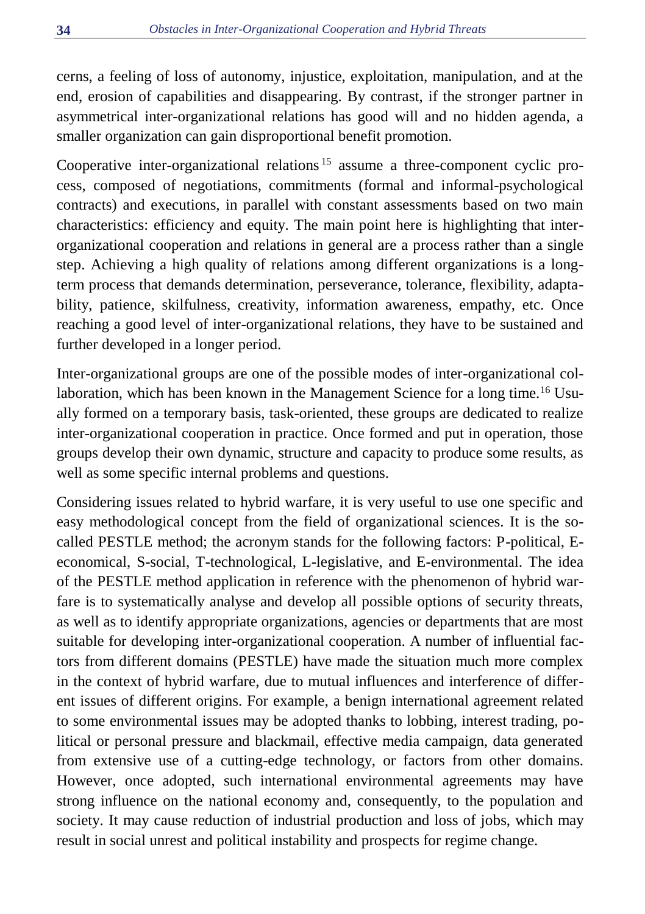cerns, a feeling of loss of autonomy, injustice, exploitation, manipulation, and at the end, erosion of capabilities and disappearing. By contrast, if the stronger partner in asymmetrical inter-organizational relations has good will and no hidden agenda, a smaller organization can gain disproportional benefit promotion.

Cooperative inter-organizational relations[15] assume a three-component cyclic process, composed of negotiations, commitments (formal and informal-psychological contracts) and executions, in parallel with constant assessments based on two main characteristics: efficiency and equity. The main point here is highlighting that inter-organizational cooperation and relations in general are a process rather than a single step. Achieving a high quality of relations among different organizations is a long-term process that demands determination, perseverance, tolerance, flexibility, adaptability, patience, skilfulness, creativity, information awareness, empathy, etc. Once reaching a good level of inter-organizational relations, they have to be sustained and further developed in a longer period.

Inter-organizational groups are one of the possible modes of inter-organizational collaboration, which has been known in the Management Science for a long time.[16] Usually formed on a temporary basis, task-oriented, these groups are dedicated to realize inter-organizational cooperation in practice. Once formed and put in operation, those groups develop their own dynamic, structure and capacity to produce some results, as well as some specific internal problems and questions.

Considering issues related to hybrid warfare, it is very useful to use one specific and easy methodological concept from the field of organizational sciences. It is the so-called PESTLE method; the acronym stands for the following factors: P-political, E-economical, S-social, T-technological, L-legislative, and E-environmental. The idea of the PESTLE method application in reference with the phenomenon of hybrid warfare is to systematically analyse and develop all possible options of security threats, as well as to identify appropriate organizations, agencies or departments that are most suitable for developing inter-organizational cooperation. A number of influential factors from different domains (PESTLE) have made the situation much more complex in the context of hybrid warfare, due to mutual influences and interference of different issues of different origins. For example, a benign international agreement related to some environmental issues may be adopted thanks to lobbing, interest trading, political or personal pressure and blackmail, effective media campaign, data generated from extensive use of a cutting-edge technology, or factors from other domains. However, once adopted, such international environmental agreements may have strong influence on the national economy and, consequently, to the population and society. It may cause reduction of industrial production and loss of jobs, which may result in social unrest and political instability and prospects for regime change.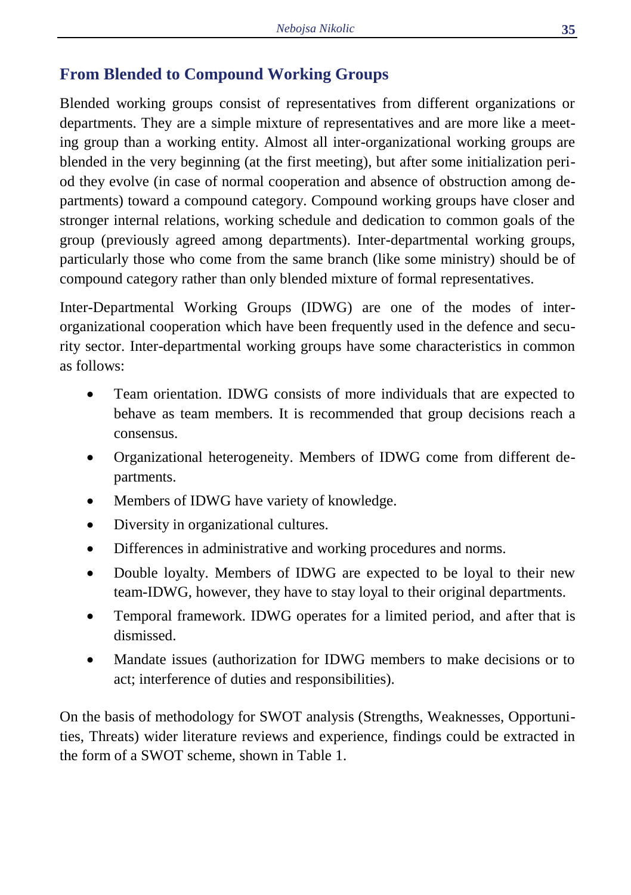## From Blended to Compound Working Groups

Blended working groups consist of representatives from different organizations or departments. They are a simple mixture of representatives and are more like a meeting group than a working entity. Almost all inter-organizational working groups are blended in the very beginning (at the first meeting), but after some initialization period they evolve (in case of normal cooperation and absence of obstruction among departments) toward a compound category. Compound working groups have closer and stronger internal relations, working schedule and dedication to common goals of the group (previously agreed among departments). Inter-departmental working groups, particularly those who come from the same branch (like some ministry) should be of compound category rather than only blended mixture of formal representatives.

Inter-Departmental Working Groups (IDWG) are one of the modes of inter-organizational cooperation which have been frequently used in the defence and security sector. Inter-departmental working groups have some characteristics in common as follows:

- Team orientation. IDWG consists of more individuals that are expected to behave as team members. It is recommended that group decisions reach a consensus.
- Organizational heterogeneity. Members of IDWG come from different departments.
- Members of IDWG have variety of knowledge.
- Diversity in organizational cultures.
- Differences in administrative and working procedures and norms.
- Double loyalty. Members of IDWG are expected to be loyal to their new team-IDWG, however, they have to stay loyal to their original departments.
- Temporal framework. IDWG operates for a limited period, and after that is dismissed.
- Mandate issues (authorization for IDWG members to make decisions or to act; interference of duties and responsibilities).

On the basis of methodology for SWOT analysis (Strengths, Weaknesses, Opportunities, Threats) wider literature reviews and experience, findings could be extracted in the form of a SWOT scheme, shown in Table 1.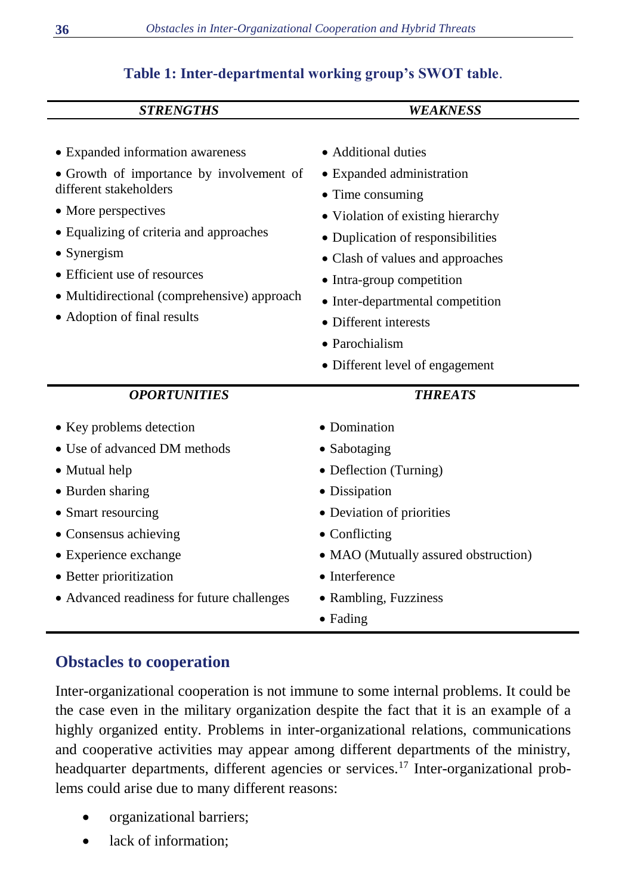**Table 1: Inter-departmental working group's SWOT table.**

| *STRENGTHS* | *WEAKNESS* |
|---|---|
| • Expanded information awareness<br>• Growth of importance by involvement of different stakeholders<br>• More perspectives<br>• Equalizing of criteria and approaches<br>• Synergism<br>• Efficient use of resources<br>• Multidirectional (comprehensive) approach<br>• Adoption of final results | • Additional duties<br>• Expanded administration<br>• Time consuming<br>• Violation of existing hierarchy<br>• Duplication of responsibilities<br>• Clash of values and approaches<br>• Intra-group competition<br>• Inter-departmental competition<br>• Different interests<br>• Parochialism<br>• Different level of engagement |
| ***OPORTUNITIES*** | ***THREATS*** |
| • Key problems detection<br>• Use of advanced DM methods<br>• Mutual help<br>• Burden sharing<br>• Smart resourcing<br>• Consensus achieving<br>• Experience exchange<br>• Better prioritization<br>• Advanced readiness for future challenges | • Domination<br>• Sabotaging<br>• Deflection (Turning)<br>• Dissipation<br>• Deviation of priorities<br>• Conflicting<br>• MAO (Mutually assured obstruction)<br>• Interference<br>• Rambling, Fuzziness<br>• Fading |

## Obstacles to cooperation

Inter-organizational cooperation is not immune to some internal problems. It could be the case even in the military organization despite the fact that it is an example of a highly organized entity. Problems in inter-organizational relations, communications and cooperative activities may appear among different departments of the ministry, headquarter departments, different agencies or services.[17] Inter-organizational problems could arise due to many different reasons:

- organizational barriers;
- lack of information;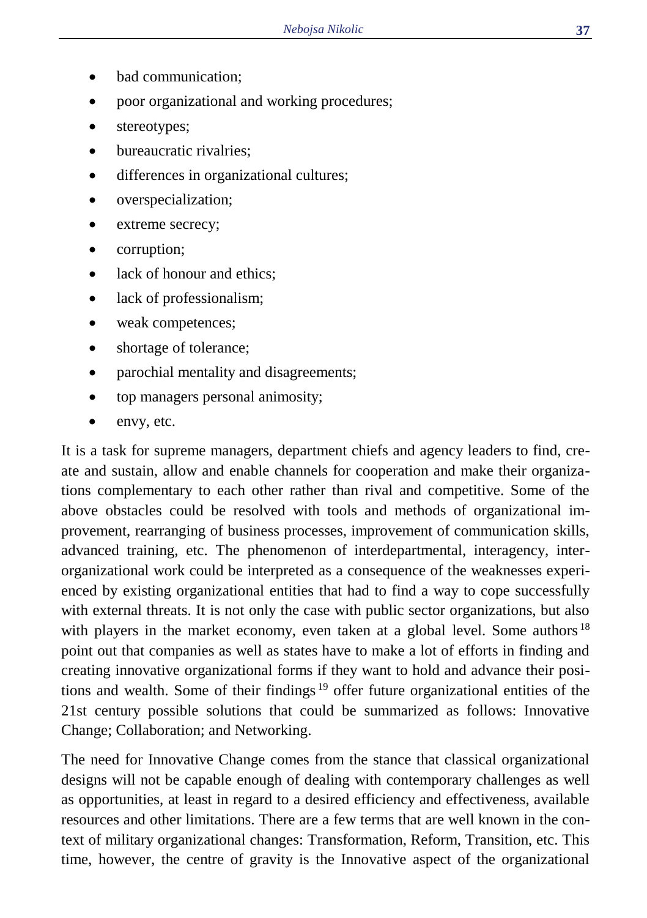- bad communication;
- poor organizational and working procedures;
- stereotypes;
- bureaucratic rivalries;
- differences in organizational cultures;
- overspecialization;
- extreme secrecy;
- corruption;
- lack of honour and ethics;
- lack of professionalism;
- weak competences;
- shortage of tolerance;
- parochial mentality and disagreements;
- top managers personal animosity;
- envy, etc.

It is a task for supreme managers, department chiefs and agency leaders to find, create and sustain, allow and enable channels for cooperation and make their organizations complementary to each other rather than rival and competitive. Some of the above obstacles could be resolved with tools and methods of organizational improvement, rearranging of business processes, improvement of communication skills, advanced training, etc. The phenomenon of interdepartmental, interagency, inter-organizational work could be interpreted as a consequence of the weaknesses experienced by existing organizational entities that had to find a way to cope successfully with external threats. It is not only the case with public sector organizations, but also with players in the market economy, even taken at a global level. Some authors [18] point out that companies as well as states have to make a lot of efforts in finding and creating innovative organizational forms if they want to hold and advance their positions and wealth. Some of their findings [19] offer future organizational entities of the 21st century possible solutions that could be summarized as follows: Innovative Change; Collaboration; and Networking.

The need for Innovative Change comes from the stance that classical organizational designs will not be capable enough of dealing with contemporary challenges as well as opportunities, at least in regard to a desired efficiency and effectiveness, available resources and other limitations. There are a few terms that are well known in the context of military organizational changes: Transformation, Reform, Transition, etc. This time, however, the centre of gravity is the Innovative aspect of the organizational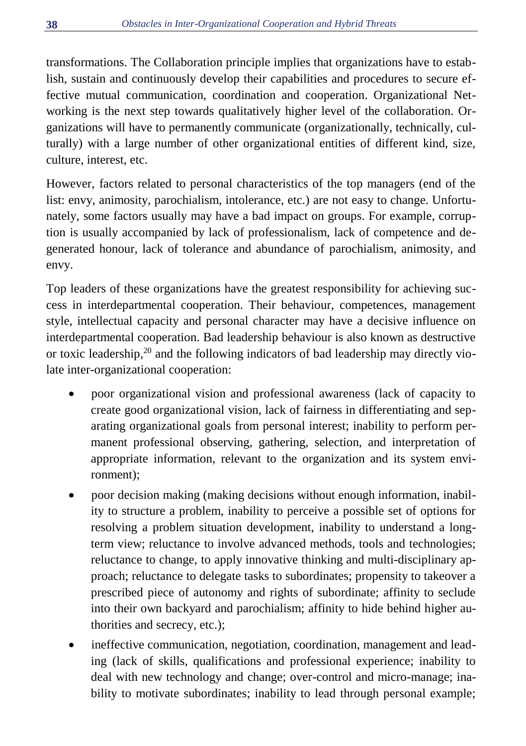transformations. The Collaboration principle implies that organizations have to establish, sustain and continuously develop their capabilities and procedures to secure effective mutual communication, coordination and cooperation. Organizational Networking is the next step towards qualitatively higher level of the collaboration. Organizations will have to permanently communicate (organizationally, technically, culturally) with a large number of other organizational entities of different kind, size, culture, interest, etc.

However, factors related to personal characteristics of the top managers (end of the list: envy, animosity, parochialism, intolerance, etc.) are not easy to change. Unfortunately, some factors usually may have a bad impact on groups. For example, corruption is usually accompanied by lack of professionalism, lack of competence and degenerated honour, lack of tolerance and abundance of parochialism, animosity, and envy.

Top leaders of these organizations have the greatest responsibility for achieving success in interdepartmental cooperation. Their behaviour, competences, management style, intellectual capacity and personal character may have a decisive influence on interdepartmental cooperation. Bad leadership behaviour is also known as destructive or toxic leadership,[20] and the following indicators of bad leadership may directly violate inter-organizational cooperation:

- poor organizational vision and professional awareness (lack of capacity to create good organizational vision, lack of fairness in differentiating and separating organizational goals from personal interest; inability to perform permanent professional observing, gathering, selection, and interpretation of appropriate information, relevant to the organization and its system environment);
- poor decision making (making decisions without enough information, inability to structure a problem, inability to perceive a possible set of options for resolving a problem situation development, inability to understand a long-term view; reluctance to involve advanced methods, tools and technologies; reluctance to change, to apply innovative thinking and multi-disciplinary approach; reluctance to delegate tasks to subordinates; propensity to takeover a prescribed piece of autonomy and rights of subordinate; affinity to seclude into their own backyard and parochialism; affinity to hide behind higher authorities and secrecy, etc.);
- ineffective communication, negotiation, coordination, management and leading (lack of skills, qualifications and professional experience; inability to deal with new technology and change; over-control and micro-manage; inability to motivate subordinates; inability to lead through personal example;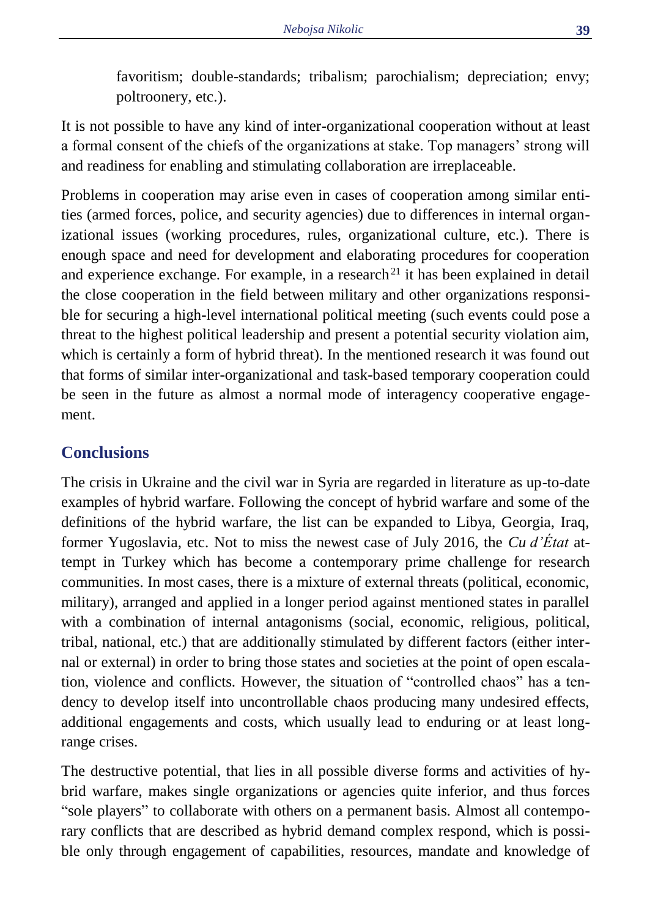favoritism; double-standards; tribalism; parochialism; depreciation; envy; poltroonery, etc.).

It is not possible to have any kind of inter-organizational cooperation without at least a formal consent of the chiefs of the organizations at stake. Top managers' strong will and readiness for enabling and stimulating collaboration are irreplaceable.

Problems in cooperation may arise even in cases of cooperation among similar entities (armed forces, police, and security agencies) due to differences in internal organizational issues (working procedures, rules, organizational culture, etc.). There is enough space and need for development and elaborating procedures for cooperation and experience exchange. For example, in a research[21] it has been explained in detail the close cooperation in the field between military and other organizations responsible for securing a high-level international political meeting (such events could pose a threat to the highest political leadership and present a potential security violation aim, which is certainly a form of hybrid threat). In the mentioned research it was found out that forms of similar inter-organizational and task-based temporary cooperation could be seen in the future as almost a normal mode of interagency cooperative engagement.

## Conclusions

The crisis in Ukraine and the civil war in Syria are regarded in literature as up-to-date examples of hybrid warfare. Following the concept of hybrid warfare and some of the definitions of the hybrid warfare, the list can be expanded to Libya, Georgia, Iraq, former Yugoslavia, etc. Not to miss the newest case of July 2016, the *Cu d'État* attempt in Turkey which has become a contemporary prime challenge for research communities. In most cases, there is a mixture of external threats (political, economic, military), arranged and applied in a longer period against mentioned states in parallel with a combination of internal antagonisms (social, economic, religious, political, tribal, national, etc.) that are additionally stimulated by different factors (either internal or external) in order to bring those states and societies at the point of open escalation, violence and conflicts. However, the situation of "controlled chaos" has a tendency to develop itself into uncontrollable chaos producing many undesired effects, additional engagements and costs, which usually lead to enduring or at least long-range crises.

The destructive potential, that lies in all possible diverse forms and activities of hybrid warfare, makes single organizations or agencies quite inferior, and thus forces "sole players" to collaborate with others on a permanent basis. Almost all contemporary conflicts that are described as hybrid demand complex respond, which is possible only through engagement of capabilities, resources, mandate and knowledge of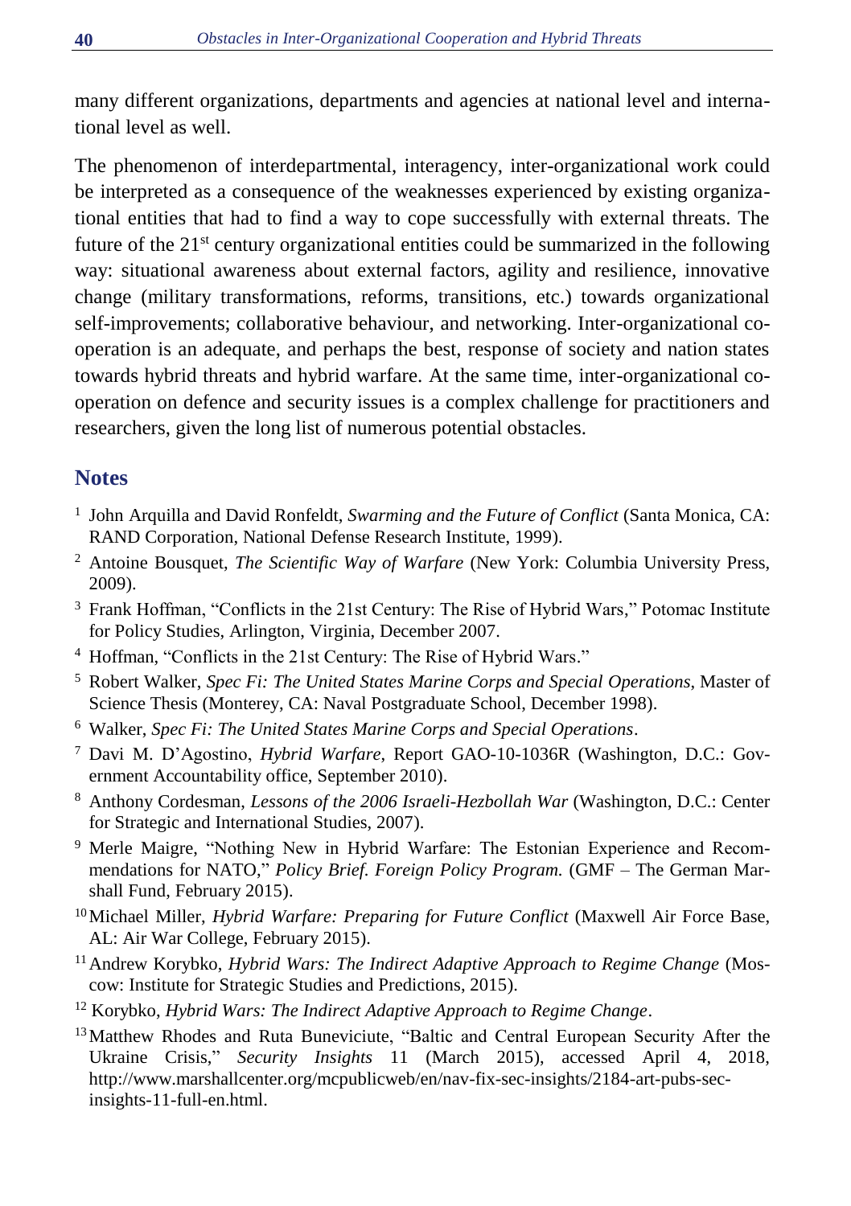many different organizations, departments and agencies at national level and international level as well.

The phenomenon of interdepartmental, interagency, inter-organizational work could be interpreted as a consequence of the weaknesses experienced by existing organizational entities that had to find a way to cope successfully with external threats. The future of the 21st century organizational entities could be summarized in the following way: situational awareness about external factors, agility and resilience, innovative change (military transformations, reforms, transitions, etc.) towards organizational self-improvements; collaborative behaviour, and networking. Inter-organizational cooperation is an adequate, and perhaps the best, response of society and nation states towards hybrid threats and hybrid warfare. At the same time, inter-organizational cooperation on defence and security issues is a complex challenge for practitioners and researchers, given the long list of numerous potential obstacles.

## Notes

1. John Arquilla and David Ronfeldt, *Swarming and the Future of Conflict* (Santa Monica, CA: RAND Corporation, National Defense Research Institute, 1999).
2. Antoine Bousquet, *The Scientific Way of Warfare* (New York: Columbia University Press, 2009).
3. Frank Hoffman, "Conflicts in the 21st Century: The Rise of Hybrid Wars," Potomac Institute for Policy Studies, Arlington, Virginia, December 2007.
4. Hoffman, "Conflicts in the 21st Century: The Rise of Hybrid Wars."
5. Robert Walker, *Spec Fi: The United States Marine Corps and Special Operations*, Master of Science Thesis (Monterey, CA: Naval Postgraduate School, December 1998).
6. Walker, *Spec Fi: The United States Marine Corps and Special Operations*.
7. Davi M. D'Agostino, *Hybrid Warfare*, Report GAO-10-1036R (Washington, D.C.: Government Accountability office, September 2010).
8. Anthony Cordesman, *Lessons of the 2006 Israeli-Hezbollah War* (Washington, D.C.: Center for Strategic and International Studies, 2007).
9. Merle Maigre, "Nothing New in Hybrid Warfare: The Estonian Experience and Recommendations for NATO," *Policy Brief. Foreign Policy Program.* (GMF – The German Marshall Fund, February 2015).
10. Michael Miller, *Hybrid Warfare: Preparing for Future Conflict* (Maxwell Air Force Base, AL: Air War College, February 2015).
11. Andrew Korybko, *Hybrid Wars: The Indirect Adaptive Approach to Regime Change* (Moscow: Institute for Strategic Studies and Predictions, 2015).
12. Korybko, *Hybrid Wars: The Indirect Adaptive Approach to Regime Change*.
13. Matthew Rhodes and Ruta Buneviciute, "Baltic and Central European Security After the Ukraine Crisis," *Security Insights* 11 (March 2015), accessed April 4, 2018, http://www.marshallcenter.org/mcpublicweb/en/nav-fix-sec-insights/2184-art-pubs-sec-insights-11-full-en.html.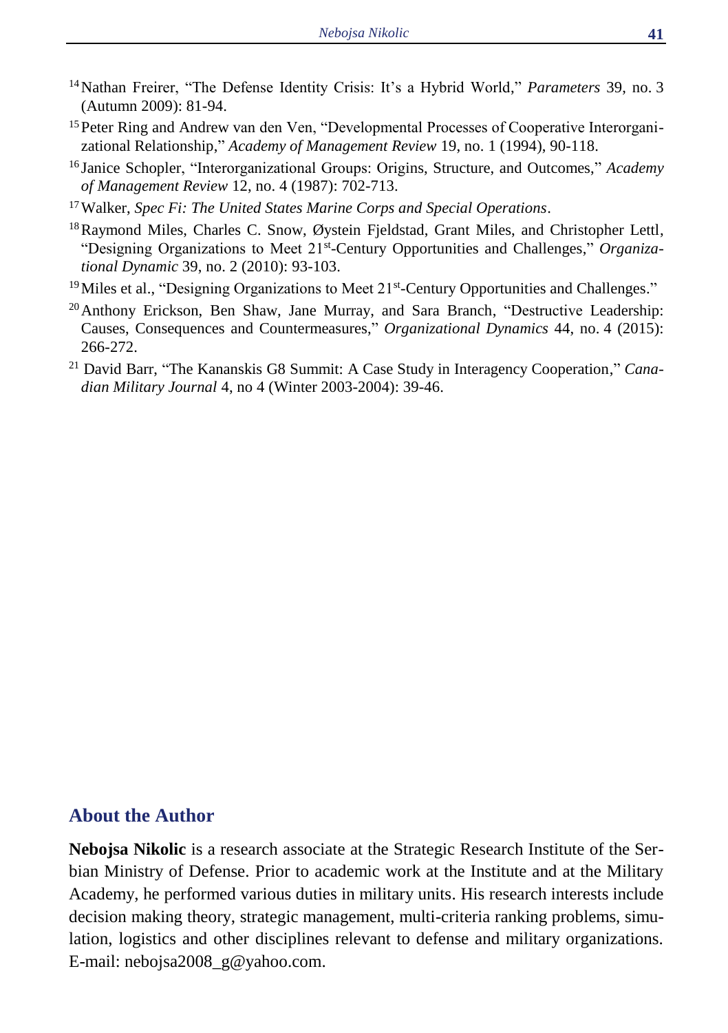[14] Nathan Freirer, "The Defense Identity Crisis: It's a Hybrid World," *Parameters* 39, no. 3 (Autumn 2009): 81-94.

[15] Peter Ring and Andrew van den Ven, "Developmental Processes of Cooperative Interorganizational Relationship," *Academy of Management Review* 19, no. 1 (1994), 90-118.

[16] Janice Schopler, "Interorganizational Groups: Origins, Structure, and Outcomes," *Academy of Management Review* 12, no. 4 (1987): 702-713.

[17] Walker, *Spec Fi: The United States Marine Corps and Special Operations*.

[18] Raymond Miles, Charles C. Snow, Øystein Fjeldstad, Grant Miles, and Christopher Lettl, "Designing Organizations to Meet 21st-Century Opportunities and Challenges," *Organizational Dynamic* 39, no. 2 (2010): 93-103.

[19] Miles et al., "Designing Organizations to Meet 21st-Century Opportunities and Challenges."

[20] Anthony Erickson, Ben Shaw, Jane Murray, and Sara Branch, "Destructive Leadership: Causes, Consequences and Countermeasures," *Organizational Dynamics* 44, no. 4 (2015): 266-272.

[21] David Barr, "The Kananskis G8 Summit: A Case Study in Interagency Cooperation," *Canadian Military Journal* 4, no 4 (Winter 2003-2004): 39-46.

## About the Author

**Nebojsa Nikolic** is a research associate at the Strategic Research Institute of the Serbian Ministry of Defense. Prior to academic work at the Institute and at the Military Academy, he performed various duties in military units. His research interests include decision making theory, strategic management, multi-criteria ranking problems, simulation, logistics and other disciplines relevant to defense and military organizations. E-mail: nebojsa2008_g@yahoo.com.